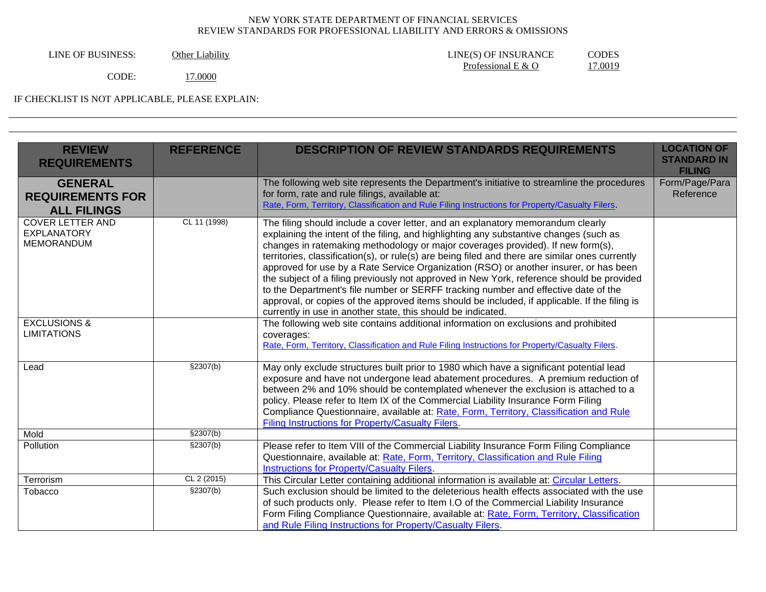NEW YORK STATE DEPARTMENT OF FINANCIAL SERVICES
REVIEW STANDARDS FOR PROFESSIONAL LIABILITY AND ERRORS & OMISSIONS

LINE OF BUSINESS: Other Liability

CODE: 17.0000

LINE(S) OF INSURANCE: Professional E & O

CODES: 17.0019

IF CHECKLIST IS NOT APPLICABLE, PLEASE EXPLAIN:

| REVIEW REQUIREMENTS | REFERENCE | DESCRIPTION OF REVIEW STANDARDS REQUIREMENTS | LOCATION OF STANDARD IN FILING |
|---|---|---|---|
| **GENERAL REQUIREMENTS FOR ALL FILINGS** | | The following web site represents the Department's initiative to streamline the procedures for form, rate and rule filings, available at: Rate, Form, Territory, Classification and Rule Filing Instructions for Property/Casualty Filers. | Form/Page/Para Reference |
| COVER LETTER AND EXPLANATORY MEMORANDUM | CL 11 (1998) | The filing should include a cover letter, and an explanatory memorandum clearly explaining the intent of the filing, and highlighting any substantive changes (such as changes in ratemaking methodology or major coverages provided). If new form(s), territories, classification(s), or rule(s) are being filed and there are similar ones currently approved for use by a Rate Service Organization (RSO) or another insurer, or has been the subject of a filing previously not approved in New York, reference should be provided to the Department's file number or SERFF tracking number and effective date of the approval, or copies of the approved items should be included, if applicable. If the filing is currently in use in another state, this should be indicated. | |
| EXCLUSIONS & LIMITATIONS | | The following web site contains additional information on exclusions and prohibited coverages: Rate, Form, Territory, Classification and Rule Filing Instructions for Property/Casualty Filers. | |
| Lead | §2307(b) | May only exclude structures built prior to 1980 which have a significant potential lead exposure and have not undergone lead abatement procedures. A premium reduction of between 2% and 10% should be contemplated whenever the exclusion is attached to a policy. Please refer to Item IX of the Commercial Liability Insurance Form Filing Compliance Questionnaire, available at: Rate, Form, Territory, Classification and Rule Filing Instructions for Property/Casualty Filers. | |
| Mold | §2307(b) | | |
| Pollution | §2307(b) | Please refer to Item VIII of the Commercial Liability Insurance Form Filing Compliance Questionnaire, available at: Rate, Form, Territory, Classification and Rule Filing Instructions for Property/Casualty Filers. | |
| Terrorism | CL 2 (2015) | This Circular Letter containing additional information is available at: Circular Letters. | |
| Tobacco | §2307(b) | Such exclusion should be limited to the deleterious health effects associated with the use of such products only. Please refer to Item I.O of the Commercial Liability Insurance Form Filing Compliance Questionnaire, available at: Rate, Form, Territory, Classification and Rule Filing Instructions for Property/Casualty Filers. | |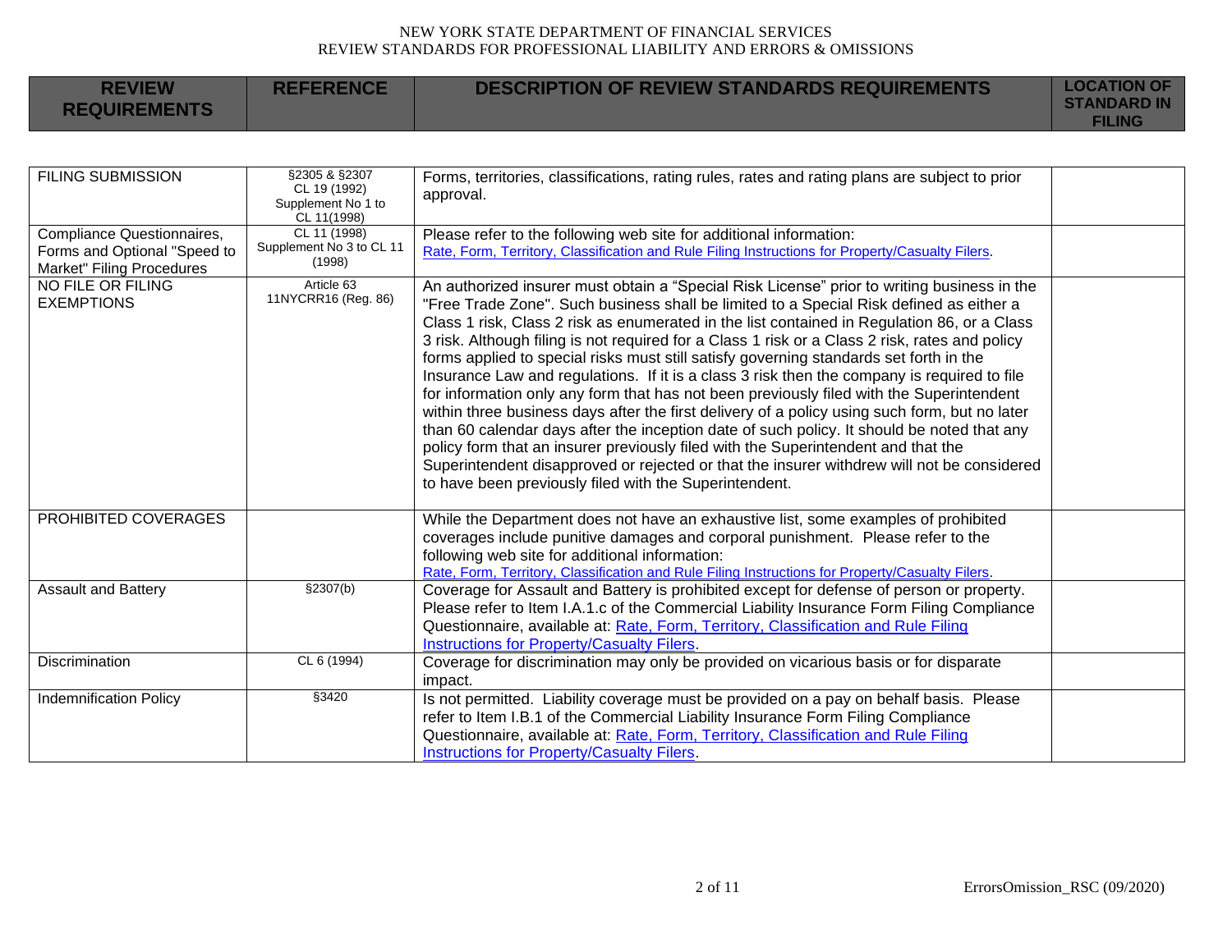| REVIEW REQUIREMENTS | REFERENCE | DESCRIPTION OF REVIEW STANDARDS REQUIREMENTS | LOCATION OF STANDARD IN FILING |
|---|---|---|---|
| FILING SUBMISSION | §2305 & §2307 CL 19 (1992) Supplement No 1 to CL 11(1998) | Forms, territories, classifications, rating rules, rates and rating plans are subject to prior approval. | |
| Compliance Questionnaires, Forms and Optional "Speed to Market" Filing Procedures | CL 11 (1998) Supplement No 3 to CL 11 (1998) | Please refer to the following web site for additional information: Rate, Form, Territory, Classification and Rule Filing Instructions for Property/Casualty Filers. | |
| NO FILE OR FILING EXEMPTIONS | Article 63 11NYCRR16 (Reg. 86) | An authorized insurer must obtain a "Special Risk License" prior to writing business in the "Free Trade Zone". Such business shall be limited to a Special Risk defined as either a Class 1 risk, Class 2 risk as enumerated in the list contained in Regulation 86, or a Class 3 risk. Although filing is not required for a Class 1 risk or a Class 2 risk, rates and policy forms applied to special risks must still satisfy governing standards set forth in the Insurance Law and regulations. If it is a class 3 risk then the company is required to file for information only any form that has not been previously filed with the Superintendent within three business days after the first delivery of a policy using such form, but no later than 60 calendar days after the inception date of such policy. It should be noted that any policy form that an insurer previously filed with the Superintendent and that the Superintendent disapproved or rejected or that the insurer withdrew will not be considered to have been previously filed with the Superintendent. | |
| PROHIBITED COVERAGES | | While the Department does not have an exhaustive list, some examples of prohibited coverages include punitive damages and corporal punishment. Please refer to the following web site for additional information: Rate, Form, Territory, Classification and Rule Filing Instructions for Property/Casualty Filers. | |
| Assault and Battery | §2307(b) | Coverage for Assault and Battery is prohibited except for defense of person or property. Please refer to Item I.A.1.c of the Commercial Liability Insurance Form Filing Compliance Questionnaire, available at: Rate, Form, Territory, Classification and Rule Filing Instructions for Property/Casualty Filers. | |
| Discrimination | CL 6 (1994) | Coverage for discrimination may only be provided on vicarious basis or for disparate impact. | |
| Indemnification Policy | §3420 | Is not permitted. Liability coverage must be provided on a pay on behalf basis. Please refer to Item I.B.1 of the Commercial Liability Insurance Form Filing Compliance Questionnaire, available at: Rate, Form, Territory, Classification and Rule Filing Instructions for Property/Casualty Filers. | |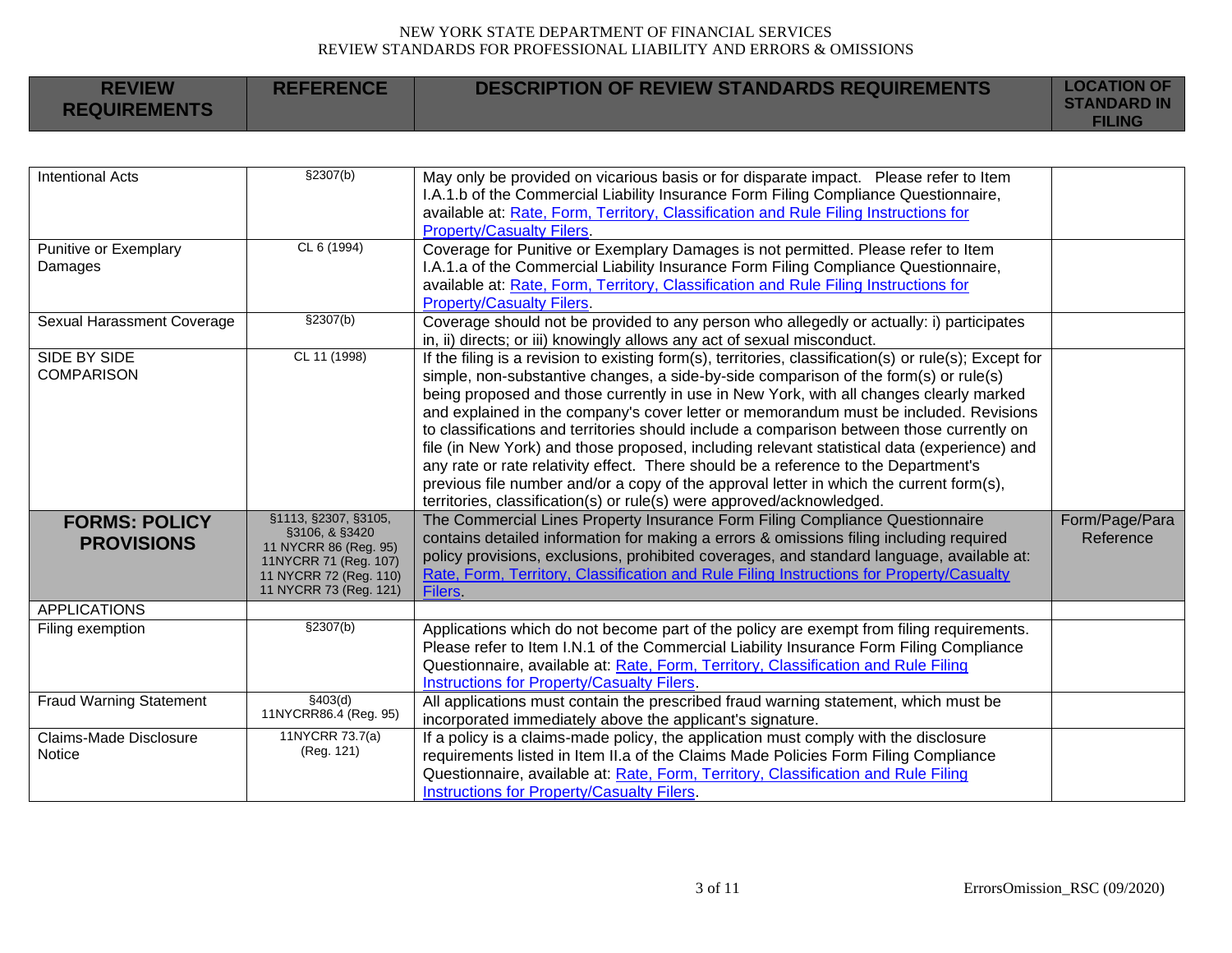| REVIEW REQUIREMENTS | REFERENCE | DESCRIPTION OF REVIEW STANDARDS REQUIREMENTS | LOCATION OF STANDARD IN FILING |
|---|---|---|---|
| Intentional Acts | §2307(b) | May only be provided on vicarious basis or for disparate impact. Please refer to Item I.A.1.b of the Commercial Liability Insurance Form Filing Compliance Questionnaire, available at: Rate, Form, Territory, Classification and Rule Filing Instructions for Property/Casualty Filers. | |
| Punitive or Exemplary Damages | CL 6 (1994) | Coverage for Punitive or Exemplary Damages is not permitted. Please refer to Item I.A.1.a of the Commercial Liability Insurance Form Filing Compliance Questionnaire, available at: Rate, Form, Territory, Classification and Rule Filing Instructions for Property/Casualty Filers. | |
| Sexual Harassment Coverage | §2307(b) | Coverage should not be provided to any person who allegedly or actually: i) participates in, ii) directs; or iii) knowingly allows any act of sexual misconduct. | |
| SIDE BY SIDE COMPARISON | CL 11 (1998) | If the filing is a revision to existing form(s), territories, classification(s) or rule(s); Except for simple, non-substantive changes, a side-by-side comparison of the form(s) or rule(s) being proposed and those currently in use in New York, with all changes clearly marked and explained in the company's cover letter or memorandum must be included. Revisions to classifications and territories should include a comparison between those currently on file (in New York) and those proposed, including relevant statistical data (experience) and any rate or rate relativity effect. There should be a reference to the Department's previous file number and/or a copy of the approval letter in which the current form(s), territories, classification(s) or rule(s) were approved/acknowledged. | |
| **FORMS: POLICY PROVISIONS** | §1113, §2307, §3105, §3106, & §3420<br>11 NYCRR 86 (Reg. 95)<br>11NYCRR 71 (Reg. 107)<br>11 NYCRR 72 (Reg. 110)<br>11 NYCRR 73 (Reg. 121) | The Commercial Lines Property Insurance Form Filing Compliance Questionnaire contains detailed information for making a errors & omissions filing including required policy provisions, exclusions, prohibited coverages, and standard language, available at: Rate, Form, Territory, Classification and Rule Filing Instructions for Property/Casualty Filers. | Form/Page/Para Reference |
| APPLICATIONS | | | |
| Filing exemption | §2307(b) | Applications which do not become part of the policy are exempt from filing requirements. Please refer to Item I.N.1 of the Commercial Liability Insurance Form Filing Compliance Questionnaire, available at: Rate, Form, Territory, Classification and Rule Filing Instructions for Property/Casualty Filers. | |
| Fraud Warning Statement | §403(d)<br>11NYCRR86.4 (Reg. 95) | All applications must contain the prescribed fraud warning statement, which must be incorporated immediately above the applicant's signature. | |
| Claims-Made Disclosure Notice | 11NYCRR 73.7(a)<br>(Reg. 121) | If a policy is a claims-made policy, the application must comply with the disclosure requirements listed in Item II.a of the Claims Made Policies Form Filing Compliance Questionnaire, available at: Rate, Form, Territory, Classification and Rule Filing Instructions for Property/Casualty Filers. | |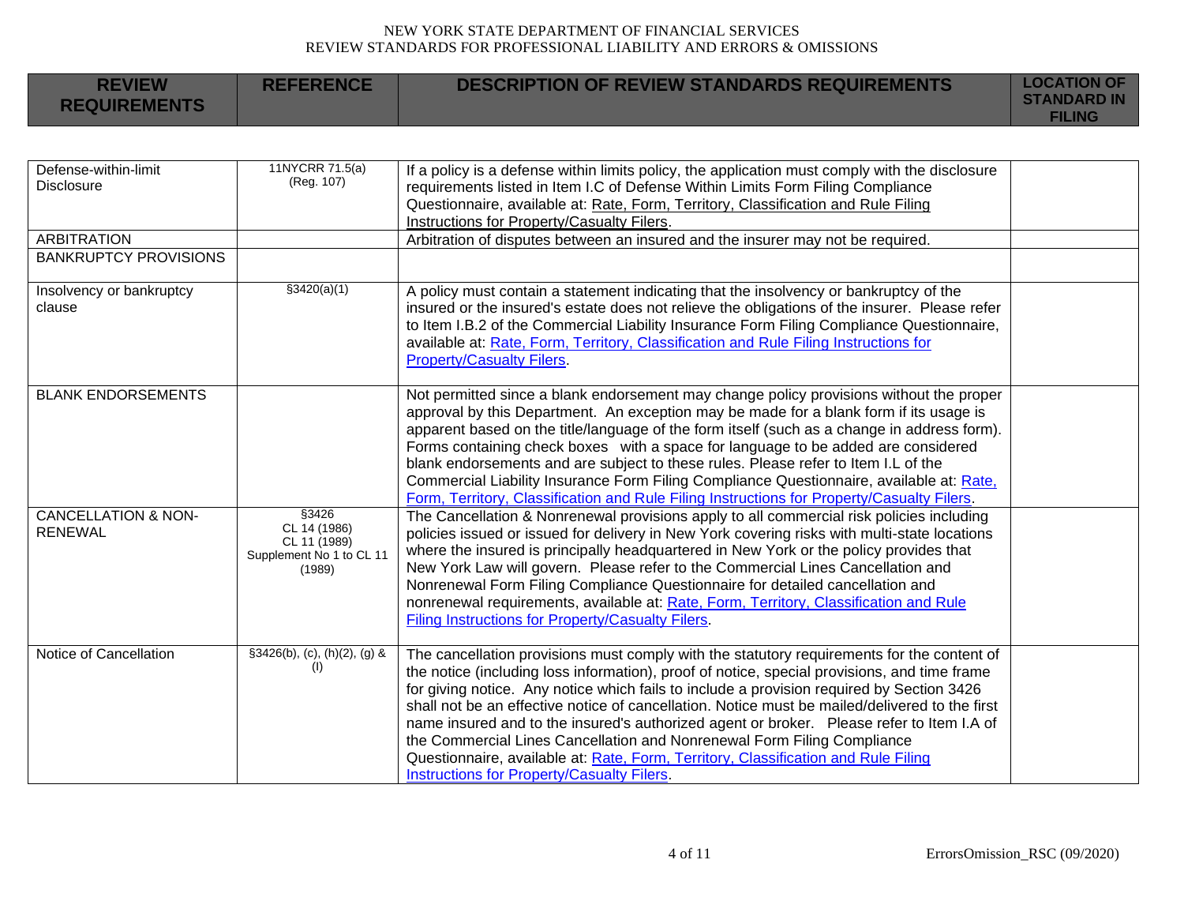| REVIEW REQUIREMENTS | REFERENCE | DESCRIPTION OF REVIEW STANDARDS REQUIREMENTS | LOCATION OF STANDARD IN FILING |
|---|---|---|---|
| Defense-within-limit Disclosure | 11NYCRR 71.5(a) (Reg. 107) | If a policy is a defense within limits policy, the application must comply with the disclosure requirements listed in Item I.C of Defense Within Limits Form Filing Compliance Questionnaire, available at: Rate, Form, Territory, Classification and Rule Filing Instructions for Property/Casualty Filers. | |
| ARBITRATION | | Arbitration of disputes between an insured and the insurer may not be required. | |
| BANKRUPTCY PROVISIONS | | | |
| Insolvency or bankruptcy clause | §3420(a)(1) | A policy must contain a statement indicating that the insolvency or bankruptcy of the insured or the insured's estate does not relieve the obligations of the insurer. Please refer to Item I.B.2 of the Commercial Liability Insurance Form Filing Compliance Questionnaire, available at: Rate, Form, Territory, Classification and Rule Filing Instructions for Property/Casualty Filers. | |
| BLANK ENDORSEMENTS | | Not permitted since a blank endorsement may change policy provisions without the proper approval by this Department. An exception may be made for a blank form if its usage is apparent based on the title/language of the form itself (such as a change in address form). Forms containing check boxes with a space for language to be added are considered blank endorsements and are subject to these rules. Please refer to Item I.L of the Commercial Liability Insurance Form Filing Compliance Questionnaire, available at: Rate, Form, Territory, Classification and Rule Filing Instructions for Property/Casualty Filers. | |
| CANCELLATION & NON-RENEWAL | §3426<br>CL 14 (1986)<br>CL 11 (1989)<br>Supplement No 1 to CL 11 (1989) | The Cancellation & Nonrenewal provisions apply to all commercial risk policies including policies issued or issued for delivery in New York covering risks with multi-state locations where the insured is principally headquartered in New York or the policy provides that New York Law will govern. Please refer to the Commercial Lines Cancellation and Nonrenewal Form Filing Compliance Questionnaire for detailed cancellation and nonrenewal requirements, available at: Rate, Form, Territory, Classification and Rule Filing Instructions for Property/Casualty Filers. | |
| Notice of Cancellation | §3426(b), (c), (h)(2), (g) & (l) | The cancellation provisions must comply with the statutory requirements for the content of the notice (including loss information), proof of notice, special provisions, and time frame for giving notice. Any notice which fails to include a provision required by Section 3426 shall not be an effective notice of cancellation. Notice must be mailed/delivered to the first name insured and to the insured's authorized agent or broker. Please refer to Item I.A of the Commercial Lines Cancellation and Nonrenewal Form Filing Compliance Questionnaire, available at: Rate, Form, Territory, Classification and Rule Filing Instructions for Property/Casualty Filers. | |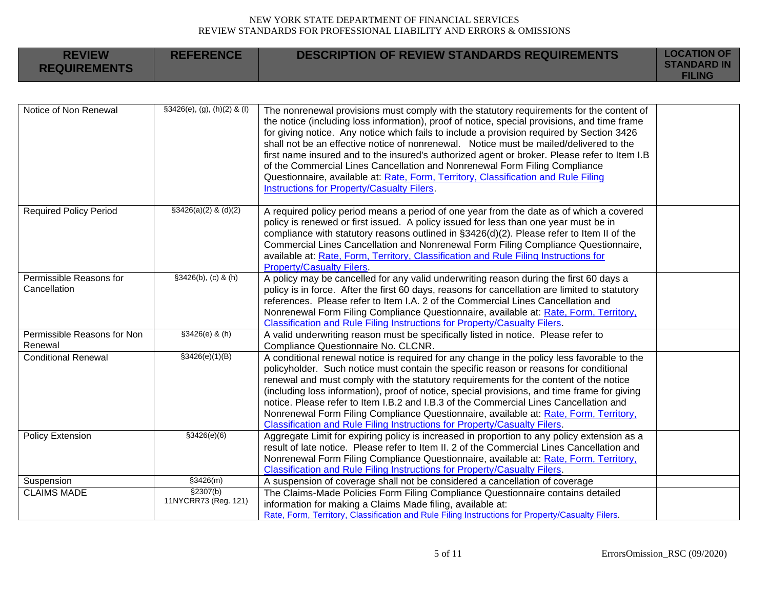| REVIEW REQUIREMENTS | REFERENCE | DESCRIPTION OF REVIEW STANDARDS REQUIREMENTS | LOCATION OF STANDARD IN FILING |
|---|---|---|---|
| Notice of Non Renewal | §3426(e), (g), (h)(2) & (l) | The nonrenewal provisions must comply with the statutory requirements for the content of the notice (including loss information), proof of notice, special provisions, and time frame for giving notice. Any notice which fails to include a provision required by Section 3426 shall not be an effective notice of nonrenewal. Notice must be mailed/delivered to the first name insured and to the insured's authorized agent or broker. Please refer to Item I.B of the Commercial Lines Cancellation and Nonrenewal Form Filing Compliance Questionnaire, available at: Rate, Form, Territory, Classification and Rule Filing Instructions for Property/Casualty Filers. | |
| Required Policy Period | §3426(a)(2) & (d)(2) | A required policy period means a period of one year from the date as of which a covered policy is renewed or first issued. A policy issued for less than one year must be in compliance with statutory reasons outlined in §3426(d)(2). Please refer to Item II of the Commercial Lines Cancellation and Nonrenewal Form Filing Compliance Questionnaire, available at: Rate, Form, Territory, Classification and Rule Filing Instructions for Property/Casualty Filers. | |
| Permissible Reasons for Cancellation | §3426(b), (c) & (h) | A policy may be cancelled for any valid underwriting reason during the first 60 days a policy is in force. After the first 60 days, reasons for cancellation are limited to statutory references. Please refer to Item I.A. 2 of the Commercial Lines Cancellation and Nonrenewal Form Filing Compliance Questionnaire, available at: Rate, Form, Territory, Classification and Rule Filing Instructions for Property/Casualty Filers. | |
| Permissible Reasons for Non Renewal | §3426(e) & (h) | A valid underwriting reason must be specifically listed in notice. Please refer to Compliance Questionnaire No. CLCNR. | |
| Conditional Renewal | §3426(e)(1)(B) | A conditional renewal notice is required for any change in the policy less favorable to the policyholder. Such notice must contain the specific reason or reasons for conditional renewal and must comply with the statutory requirements for the content of the notice (including loss information), proof of notice, special provisions, and time frame for giving notice. Please refer to Item I.B.2 and I.B.3 of the Commercial Lines Cancellation and Nonrenewal Form Filing Compliance Questionnaire, available at: Rate, Form, Territory, Classification and Rule Filing Instructions for Property/Casualty Filers. | |
| Policy Extension | §3426(e)(6) | Aggregate Limit for expiring policy is increased in proportion to any policy extension as a result of late notice. Please refer to Item II. 2 of the Commercial Lines Cancellation and Nonrenewal Form Filing Compliance Questionnaire, available at: Rate, Form, Territory, Classification and Rule Filing Instructions for Property/Casualty Filers. | |
| Suspension | §3426(m) | A suspension of coverage shall not be considered a cancellation of coverage | |
| CLAIMS MADE | §2307(b) 11NYCRR73 (Reg. 121) | The Claims-Made Policies Form Filing Compliance Questionnaire contains detailed information for making a Claims Made filing, available at: Rate, Form, Territory, Classification and Rule Filing Instructions for Property/Casualty Filers. | |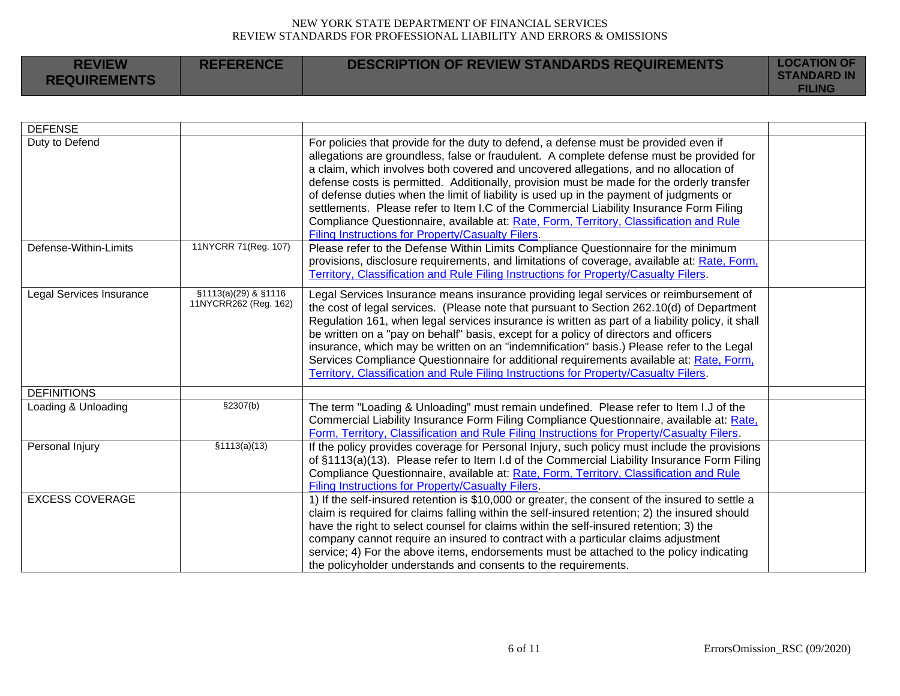| REVIEW REQUIREMENTS | REFERENCE | DESCRIPTION OF REVIEW STANDARDS REQUIREMENTS | LOCATION OF STANDARD IN FILING |
|---|---|---|---|
| DEFENSE | | | |
| Duty to Defend | | For policies that provide for the duty to defend, a defense must be provided even if allegations are groundless, false or fraudulent. A complete defense must be provided for a claim, which involves both covered and uncovered allegations, and no allocation of defense costs is permitted. Additionally, provision must be made for the orderly transfer of defense duties when the limit of liability is used up in the payment of judgments or settlements. Please refer to Item I.C of the Commercial Liability Insurance Form Filing Compliance Questionnaire, available at: Rate, Form, Territory, Classification and Rule Filing Instructions for Property/Casualty Filers. | |
| Defense-Within-Limits | 11NYCRR 71(Reg. 107) | Please refer to the Defense Within Limits Compliance Questionnaire for the minimum provisions, disclosure requirements, and limitations of coverage, available at: Rate, Form, Territory, Classification and Rule Filing Instructions for Property/Casualty Filers. | |
| Legal Services Insurance | §1113(a)(29) & §1116 11NYCRR262 (Reg. 162) | Legal Services Insurance means insurance providing legal services or reimbursement of the cost of legal services. (Please note that pursuant to Section 262.10(d) of Department Regulation 161, when legal services insurance is written as part of a liability policy, it shall be written on a "pay on behalf" basis, except for a policy of directors and officers insurance, which may be written on an "indemnification" basis.) Please refer to the Legal Services Compliance Questionnaire for additional requirements available at: Rate, Form, Territory, Classification and Rule Filing Instructions for Property/Casualty Filers. | |
| DEFINITIONS | | | |
| Loading & Unloading | §2307(b) | The term "Loading & Unloading" must remain undefined. Please refer to Item I.J of the Commercial Liability Insurance Form Filing Compliance Questionnaire, available at: Rate, Form, Territory, Classification and Rule Filing Instructions for Property/Casualty Filers. | |
| Personal Injury | §1113(a)(13) | If the policy provides coverage for Personal Injury, such policy must include the provisions of §1113(a)(13). Please refer to Item I.d of the Commercial Liability Insurance Form Filing Compliance Questionnaire, available at: Rate, Form, Territory, Classification and Rule Filing Instructions for Property/Casualty Filers. | |
| EXCESS COVERAGE | | 1) If the self-insured retention is $10,000 or greater, the consent of the insured to settle a claim is required for claims falling within the self-insured retention; 2) the insured should have the right to select counsel for claims within the self-insured retention; 3) the company cannot require an insured to contract with a particular claims adjustment service; 4) For the above items, endorsements must be attached to the policy indicating the policyholder understands and consents to the requirements. | |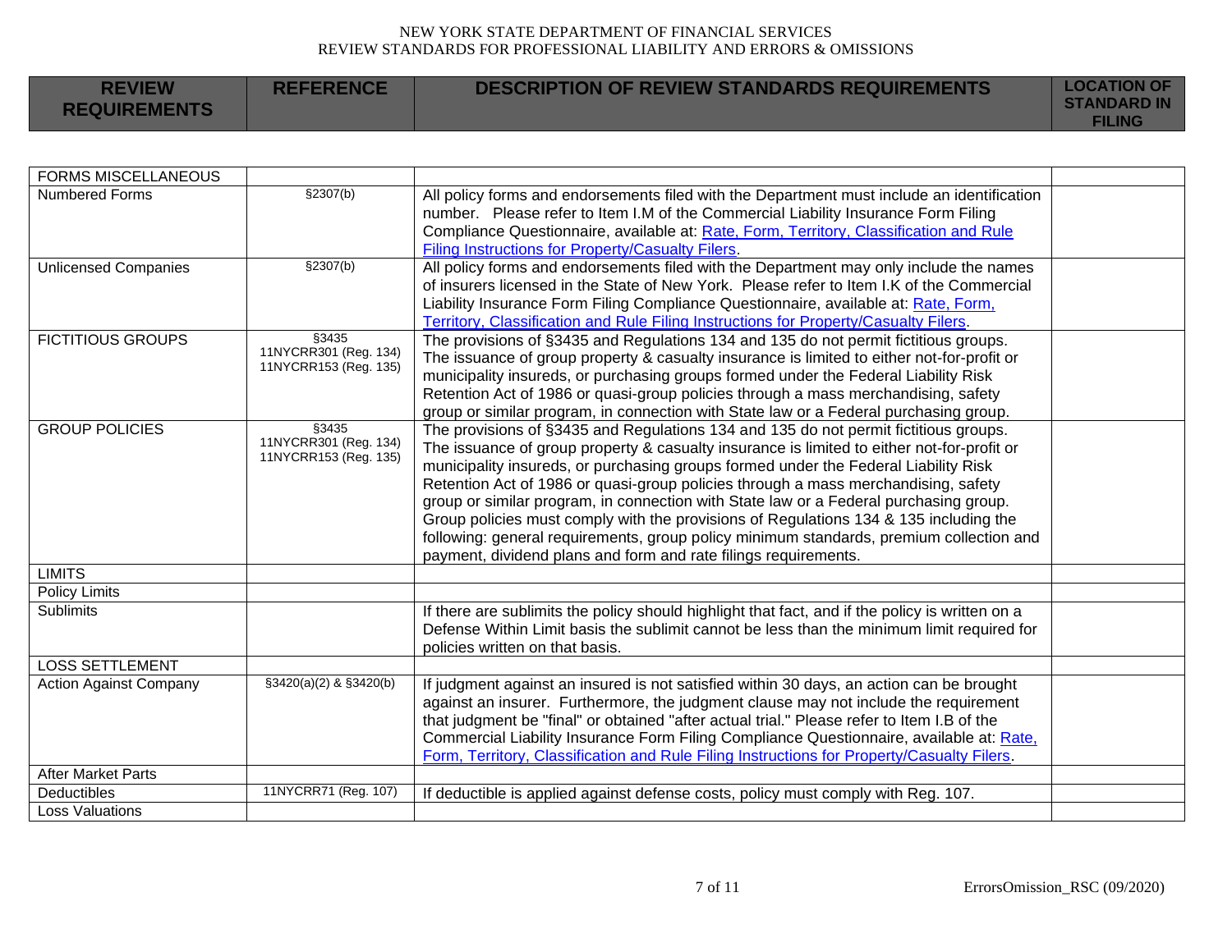| REVIEW REQUIREMENTS | REFERENCE | DESCRIPTION OF REVIEW STANDARDS REQUIREMENTS | LOCATION OF STANDARD IN FILING |
|---|---|---|---|
| FORMS MISCELLANEOUS | | | |
| Numbered Forms | §2307(b) | All policy forms and endorsements filed with the Department must include an identification number. Please refer to Item I.M of the Commercial Liability Insurance Form Filing Compliance Questionnaire, available at: Rate, Form, Territory, Classification and Rule Filing Instructions for Property/Casualty Filers. | |
| Unlicensed Companies | §2307(b) | All policy forms and endorsements filed with the Department may only include the names of insurers licensed in the State of New York. Please refer to Item I.K of the Commercial Liability Insurance Form Filing Compliance Questionnaire, available at: Rate, Form, Territory, Classification and Rule Filing Instructions for Property/Casualty Filers. | |
| FICTITIOUS GROUPS | §3435 11NYCRR301 (Reg. 134) 11NYCRR153 (Reg. 135) | The provisions of §3435 and Regulations 134 and 135 do not permit fictitious groups. The issuance of group property & casualty insurance is limited to either not-for-profit or municipality insureds, or purchasing groups formed under the Federal Liability Risk Retention Act of 1986 or quasi-group policies through a mass merchandising, safety group or similar program, in connection with State law or a Federal purchasing group. | |
| GROUP POLICIES | §3435 11NYCRR301 (Reg. 134) 11NYCRR153 (Reg. 135) | The provisions of §3435 and Regulations 134 and 135 do not permit fictitious groups. The issuance of group property & casualty insurance is limited to either not-for-profit or municipality insureds, or purchasing groups formed under the Federal Liability Risk Retention Act of 1986 or quasi-group policies through a mass merchandising, safety group or similar program, in connection with State law or a Federal purchasing group. Group policies must comply with the provisions of Regulations 134 & 135 including the following: general requirements, group policy minimum standards, premium collection and payment, dividend plans and form and rate filings requirements. | |
| LIMITS | | | |
| Policy Limits | | | |
| Sublimits | | If there are sublimits the policy should highlight that fact, and if the policy is written on a Defense Within Limit basis the sublimit cannot be less than the minimum limit required for policies written on that basis. | |
| LOSS SETTLEMENT | | | |
| Action Against Company | §3420(a)(2) & §3420(b) | If judgment against an insured is not satisfied within 30 days, an action can be brought against an insurer. Furthermore, the judgment clause may not include the requirement that judgment be "final" or obtained "after actual trial." Please refer to Item I.B of the Commercial Liability Insurance Form Filing Compliance Questionnaire, available at: Rate, Form, Territory, Classification and Rule Filing Instructions for Property/Casualty Filers. | |
| After Market Parts | | | |
| Deductibles | 11NYCRR71 (Reg. 107) | If deductible is applied against defense costs, policy must comply with Reg. 107. | |
| Loss Valuations | | | |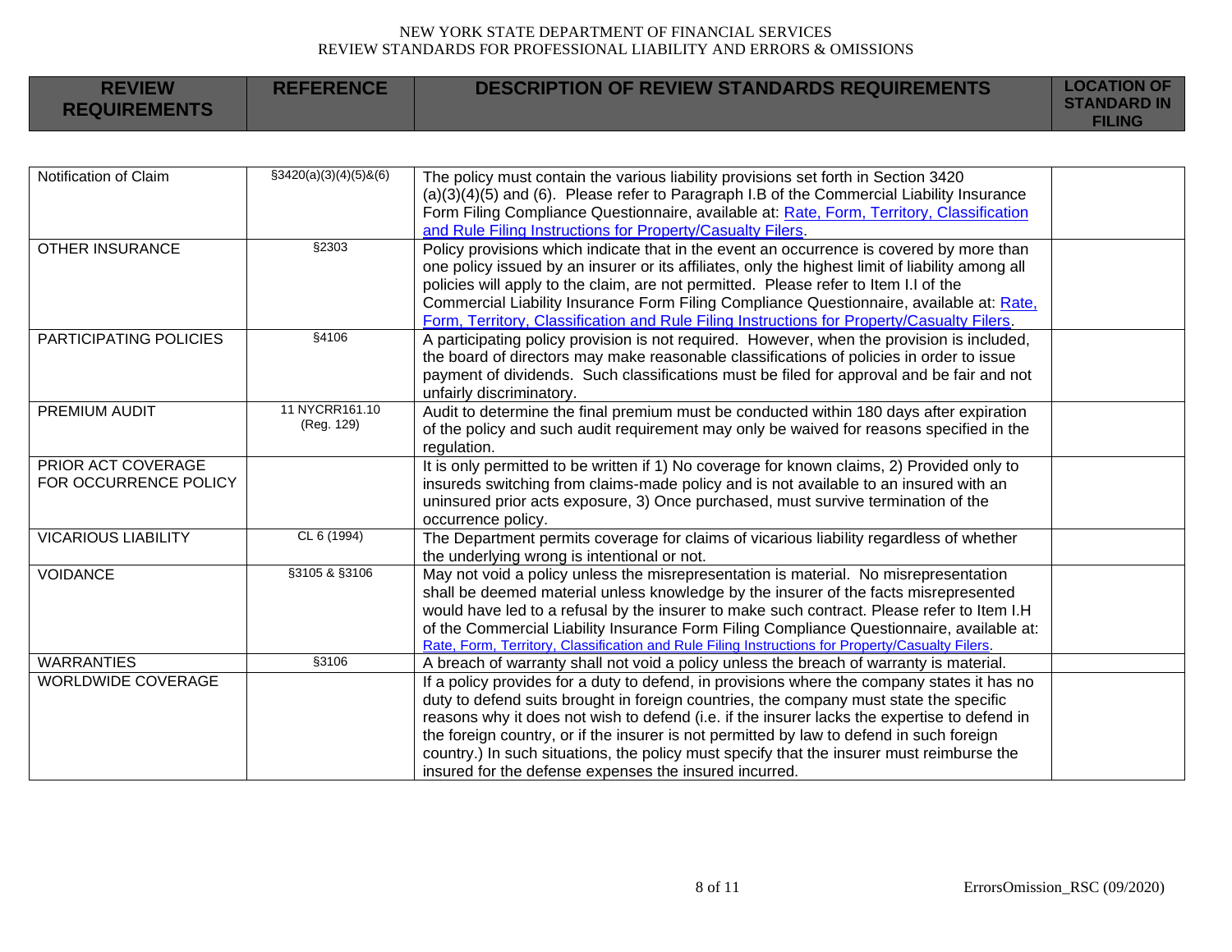| REVIEW REQUIREMENTS | REFERENCE | DESCRIPTION OF REVIEW STANDARDS REQUIREMENTS | LOCATION OF STANDARD IN FILING |
|---|---|---|---|
| Notification of Claim | §3420(a)(3)(4)(5)&(6) | The policy must contain the various liability provisions set forth in Section 3420 (a)(3)(4)(5) and (6). Please refer to Paragraph I.B of the Commercial Liability Insurance Form Filing Compliance Questionnaire, available at: Rate, Form, Territory, Classification and Rule Filing Instructions for Property/Casualty Filers. | |
| OTHER INSURANCE | §2303 | Policy provisions which indicate that in the event an occurrence is covered by more than one policy issued by an insurer or its affiliates, only the highest limit of liability among all policies will apply to the claim, are not permitted. Please refer to Item I.I of the Commercial Liability Insurance Form Filing Compliance Questionnaire, available at: Rate, Form, Territory, Classification and Rule Filing Instructions for Property/Casualty Filers. | |
| PARTICIPATING POLICIES | §4106 | A participating policy provision is not required. However, when the provision is included, the board of directors may make reasonable classifications of policies in order to issue payment of dividends. Such classifications must be filed for approval and be fair and not unfairly discriminatory. | |
| PREMIUM AUDIT | 11 NYCRR161.10 (Reg. 129) | Audit to determine the final premium must be conducted within 180 days after expiration of the policy and such audit requirement may only be waived for reasons specified in the regulation. | |
| PRIOR ACT COVERAGE FOR OCCURRENCE POLICY | | It is only permitted to be written if 1) No coverage for known claims, 2) Provided only to insureds switching from claims-made policy and is not available to an insured with an uninsured prior acts exposure, 3) Once purchased, must survive termination of the occurrence policy. | |
| VICARIOUS LIABILITY | CL 6 (1994) | The Department permits coverage for claims of vicarious liability regardless of whether the underlying wrong is intentional or not. | |
| VOIDANCE | §3105 & §3106 | May not void a policy unless the misrepresentation is material. No misrepresentation shall be deemed material unless knowledge by the insurer of the facts misrepresented would have led to a refusal by the insurer to make such contract. Please refer to Item I.H of the Commercial Liability Insurance Form Filing Compliance Questionnaire, available at: Rate, Form, Territory, Classification and Rule Filing Instructions for Property/Casualty Filers. | |
| WARRANTIES | §3106 | A breach of warranty shall not void a policy unless the breach of warranty is material. | |
| WORLDWIDE COVERAGE | | If a policy provides for a duty to defend, in provisions where the company states it has no duty to defend suits brought in foreign countries, the company must state the specific reasons why it does not wish to defend (i.e. if the insurer lacks the expertise to defend in the foreign country, or if the insurer is not permitted by law to defend in such foreign country.) In such situations, the policy must specify that the insurer must reimburse the insured for the defense expenses the insured incurred. | |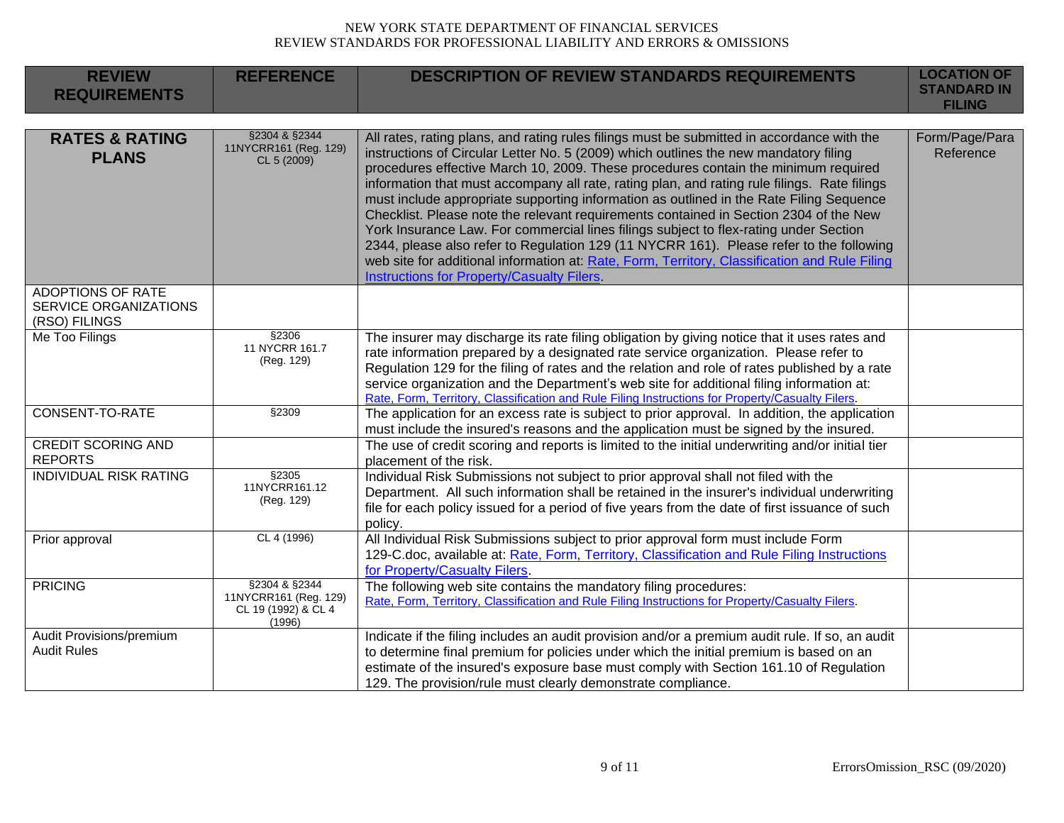| REVIEW REQUIREMENTS | REFERENCE | DESCRIPTION OF REVIEW STANDARDS REQUIREMENTS | LOCATION OF STANDARD IN FILING |
|---|---|---|---|
| **RATES & RATING PLANS** | §2304 & §2344 11NYCRR161 (Reg. 129) CL 5 (2009) | All rates, rating plans, and rating rules filings must be submitted in accordance with the instructions of Circular Letter No. 5 (2009) which outlines the new mandatory filing procedures effective March 10, 2009. These procedures contain the minimum required information that must accompany all rate, rating plan, and rating rule filings. Rate filings must include appropriate supporting information as outlined in the Rate Filing Sequence Checklist. Please note the relevant requirements contained in Section 2304 of the New York Insurance Law. For commercial lines filings subject to flex-rating under Section 2344, please also refer to Regulation 129 (11 NYCRR 161). Please refer to the following web site for additional information at: Rate, Form, Territory, Classification and Rule Filing Instructions for Property/Casualty Filers. | Form/Page/Para Reference |
| ADOPTIONS OF RATE SERVICE ORGANIZATIONS (RSO) FILINGS | | | |
| Me Too Filings | §2306 11 NYCRR 161.7 (Reg. 129) | The insurer may discharge its rate filing obligation by giving notice that it uses rates and rate information prepared by a designated rate service organization. Please refer to Regulation 129 for the filing of rates and the relation and role of rates published by a rate service organization and the Department's web site for additional filing information at: Rate, Form, Territory, Classification and Rule Filing Instructions for Property/Casualty Filers. | |
| CONSENT-TO-RATE | §2309 | The application for an excess rate is subject to prior approval. In addition, the application must include the insured's reasons and the application must be signed by the insured. | |
| CREDIT SCORING AND REPORTS | | The use of credit scoring and reports is limited to the initial underwriting and/or initial tier placement of the risk. | |
| INDIVIDUAL RISK RATING | §2305 11NYCRR161.12 (Reg. 129) | Individual Risk Submissions not subject to prior approval shall not filed with the Department. All such information shall be retained in the insurer's individual underwriting file for each policy issued for a period of five years from the date of first issuance of such policy. | |
| Prior approval | CL 4 (1996) | All Individual Risk Submissions subject to prior approval form must include Form 129-C.doc, available at: Rate, Form, Territory, Classification and Rule Filing Instructions for Property/Casualty Filers. | |
| PRICING | §2304 & §2344 11NYCRR161 (Reg. 129) CL 19 (1992) & CL 4 (1996) | The following web site contains the mandatory filing procedures: Rate, Form, Territory, Classification and Rule Filing Instructions for Property/Casualty Filers. | |
| Audit Provisions/premium Audit Rules | | Indicate if the filing includes an audit provision and/or a premium audit rule. If so, an audit to determine final premium for policies under which the initial premium is based on an estimate of the insured's exposure base must comply with Section 161.10 of Regulation 129. The provision/rule must clearly demonstrate compliance. | |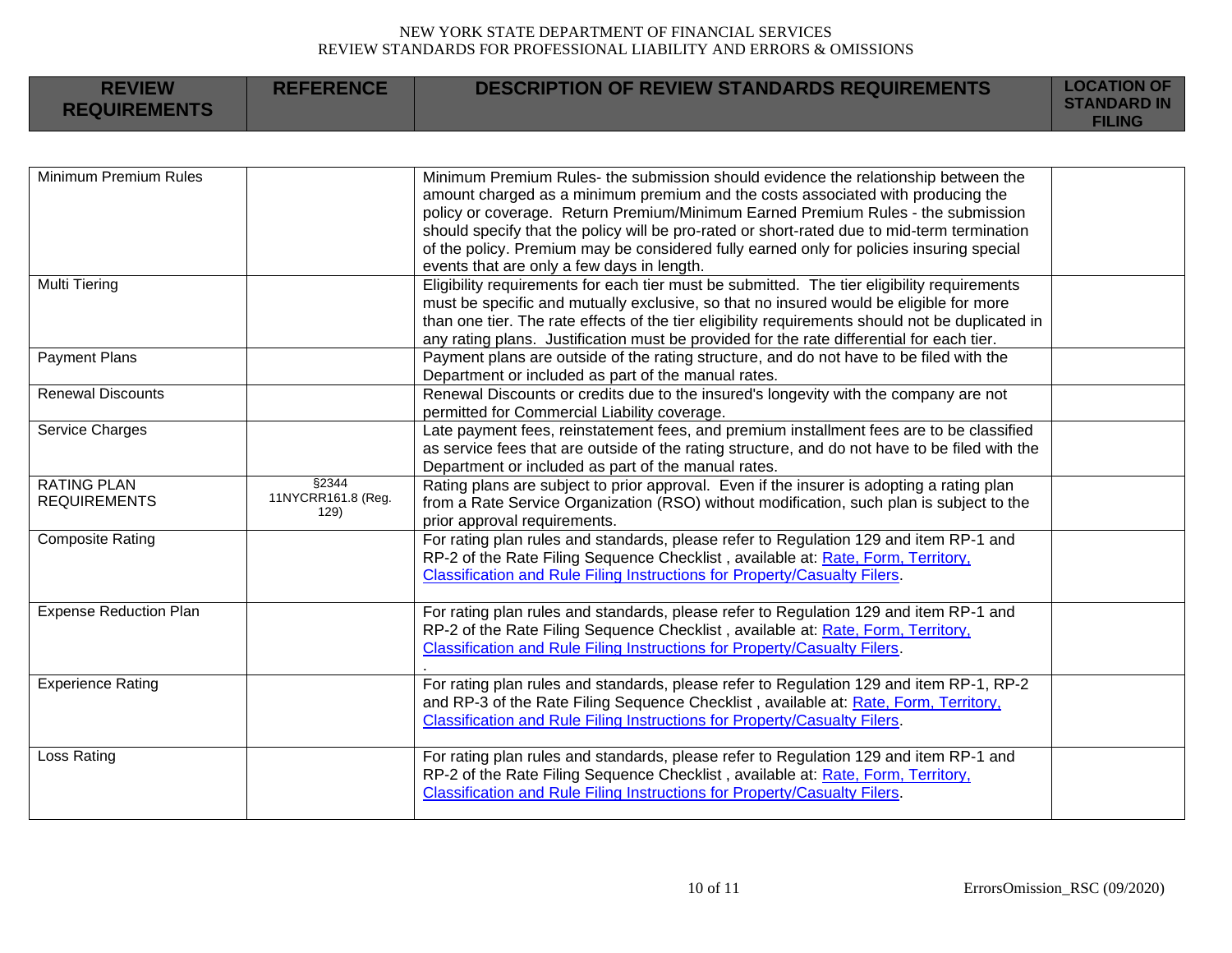| REVIEW REQUIREMENTS | REFERENCE | DESCRIPTION OF REVIEW STANDARDS REQUIREMENTS | LOCATION OF STANDARD IN FILING |
|---|---|---|---|
| Minimum Premium Rules | | Minimum Premium Rules- the submission should evidence the relationship between the amount charged as a minimum premium and the costs associated with producing the policy or coverage. Return Premium/Minimum Earned Premium Rules - the submission should specify that the policy will be pro-rated or short-rated due to mid-term termination of the policy. Premium may be considered fully earned only for policies insuring special events that are only a few days in length. | |
| Multi Tiering | | Eligibility requirements for each tier must be submitted. The tier eligibility requirements must be specific and mutually exclusive, so that no insured would be eligible for more than one tier. The rate effects of the tier eligibility requirements should not be duplicated in any rating plans. Justification must be provided for the rate differential for each tier. | |
| Payment Plans | | Payment plans are outside of the rating structure, and do not have to be filed with the Department or included as part of the manual rates. | |
| Renewal Discounts | | Renewal Discounts or credits due to the insured's longevity with the company are not permitted for Commercial Liability coverage. | |
| Service Charges | | Late payment fees, reinstatement fees, and premium installment fees are to be classified as service fees that are outside of the rating structure, and do not have to be filed with the Department or included as part of the manual rates. | |
| RATING PLAN REQUIREMENTS | §2344 11NYCRR161.8 (Reg. 129) | Rating plans are subject to prior approval. Even if the insurer is adopting a rating plan from a Rate Service Organization (RSO) without modification, such plan is subject to the prior approval requirements. | |
| Composite Rating | | For rating plan rules and standards, please refer to Regulation 129 and item RP-1 and RP-2 of the Rate Filing Sequence Checklist , available at: Rate, Form, Territory, Classification and Rule Filing Instructions for Property/Casualty Filers. | |
| Expense Reduction Plan | | For rating plan rules and standards, please refer to Regulation 129 and item RP-1 and RP-2 of the Rate Filing Sequence Checklist , available at: Rate, Form, Territory, Classification and Rule Filing Instructions for Property/Casualty Filers. . | |
| Experience Rating | | For rating plan rules and standards, please refer to Regulation 129 and item RP-1, RP-2 and RP-3 of the Rate Filing Sequence Checklist , available at: Rate, Form, Territory, Classification and Rule Filing Instructions for Property/Casualty Filers. | |
| Loss Rating | | For rating plan rules and standards, please refer to Regulation 129 and item RP-1 and RP-2 of the Rate Filing Sequence Checklist , available at: Rate, Form, Territory, Classification and Rule Filing Instructions for Property/Casualty Filers. | |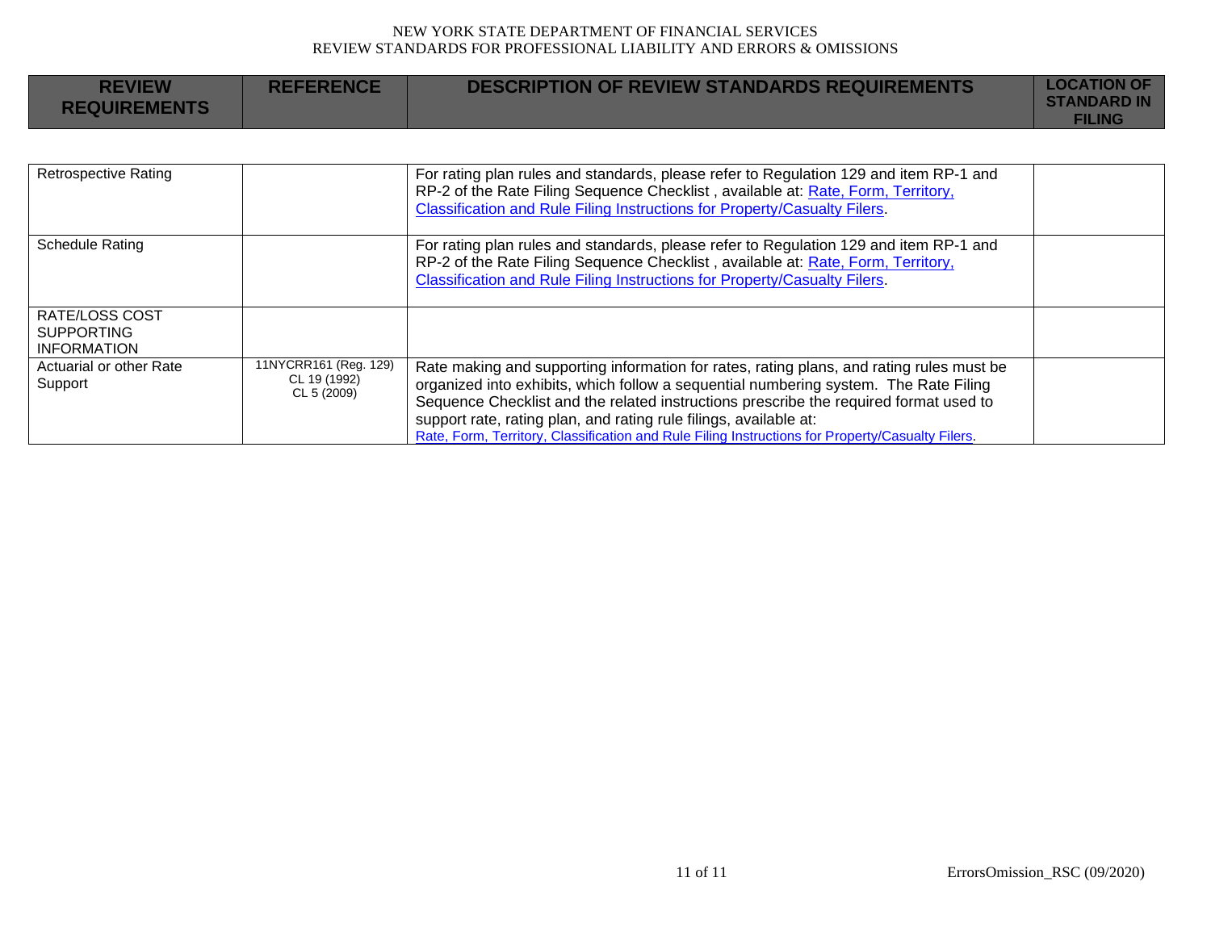| REVIEW REQUIREMENTS | REFERENCE | DESCRIPTION OF REVIEW STANDARDS REQUIREMENTS | LOCATION OF STANDARD IN FILING |
|---|---|---|---|
| Retrospective Rating | | For rating plan rules and standards, please refer to Regulation 129 and item RP-1 and RP-2 of the Rate Filing Sequence Checklist , available at: Rate, Form, Territory, Classification and Rule Filing Instructions for Property/Casualty Filers. | |
| Schedule Rating | | For rating plan rules and standards, please refer to Regulation 129 and item RP-1 and RP-2 of the Rate Filing Sequence Checklist , available at: Rate, Form, Territory, Classification and Rule Filing Instructions for Property/Casualty Filers. | |
| RATE/LOSS COST SUPPORTING INFORMATION | | | |
| Actuarial or other Rate Support | 11NYCRR161 (Reg. 129) CL 19 (1992) CL 5 (2009) | Rate making and supporting information for rates, rating plans, and rating rules must be organized into exhibits, which follow a sequential numbering system. The Rate Filing Sequence Checklist and the related instructions prescribe the required format used to support rate, rating plan, and rating rule filings, available at: Rate, Form, Territory, Classification and Rule Filing Instructions for Property/Casualty Filers. | |